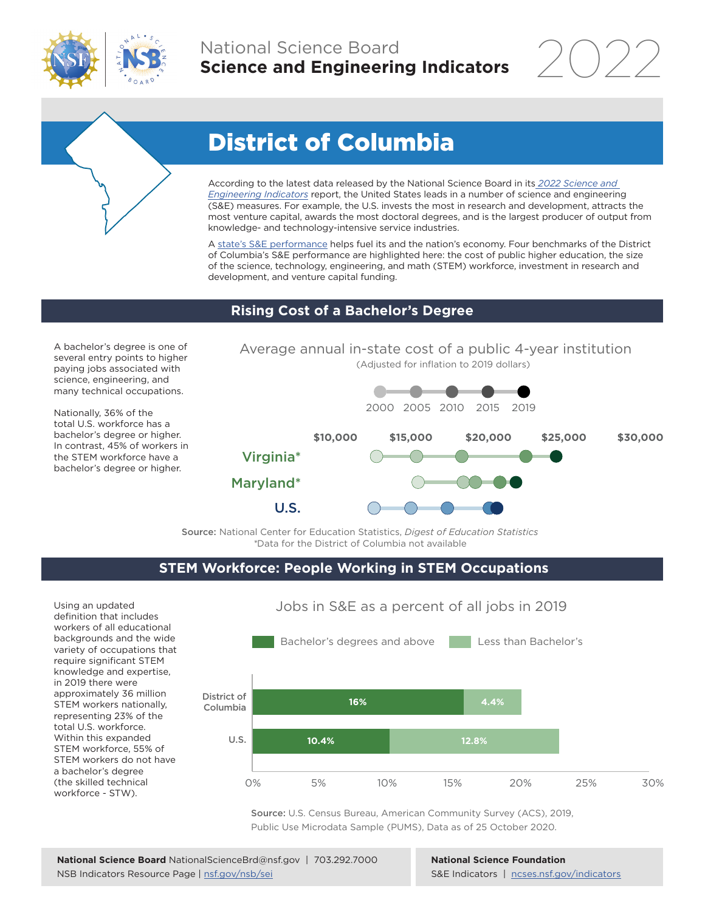# National Science Board
## Science and Engineering Indicators 2022

# District of Columbia

According to the latest data released by the National Science Board in its *2022 Science and Engineering Indicators* report, the United States leads in a number of science and engineering (S&E) measures. For example, the U.S. invests the most in research and development, attracts the most venture capital, awards the most doctoral degrees, and is the largest producer of output from knowledge- and technology-intensive service industries.

A state's S&E performance helps fuel its and the nation's economy. Four benchmarks of the District of Columbia's S&E performance are highlighted here: the cost of public higher education, the size of the science, technology, engineering, and math (STEM) workforce, investment in research and development, and venture capital funding.

## Rising Cost of a Bachelor's Degree

A bachelor's degree is one of several entry points to higher paying jobs associated with science, engineering, and many technical occupations.

Nationally, 36% of the total U.S. workforce has a bachelor's degree or higher. In contrast, 45% of workers in the STEM workforce have a bachelor's degree or higher.

Average annual in-state cost of a public 4-year institution
(Adjusted for inflation to 2019 dollars)

2000 | 2005 | 2010 | 2015 | 2019

$10,000 | $15,000 | $20,000 | $25,000 | $30,000

Virginia*

Maryland*

U.S.

**Source:** National Center for Education Statistics, *Digest of Education Statistics*
*Data for the District of Columbia not available

## STEM Workforce: People Working in STEM Occupations

Using an updated definition that includes workers of all educational backgrounds and the wide variety of occupations that require significant STEM knowledge and expertise, in 2019 there were approximately 36 million STEM workers nationally, representing 23% of the total U.S. workforce. Within this expanded STEM workforce, 55% of STEM workers do not have a bachelor's degree (the skilled technical workforce - STW).

Jobs in S&E as a percent of all jobs in 2019

| | Bachelor's degrees and above | Less than Bachelor's |
|---|---|---|
| District of Columbia | 16% | 4.4% |
| U.S. | 10.4% | 12.8% |

**Source:** U.S. Census Bureau, American Community Survey (ACS), 2019, Public Use Microdata Sample (PUMS), Data as of 25 October 2020.

**National Science Board** NationalScienceBrd@nsf.gov | 703.292.7000
NSB Indicators Resource Page | nsf.gov/nsb/sei

**National Science Foundation**
S&E Indicators | ncses.nsf.gov/indicators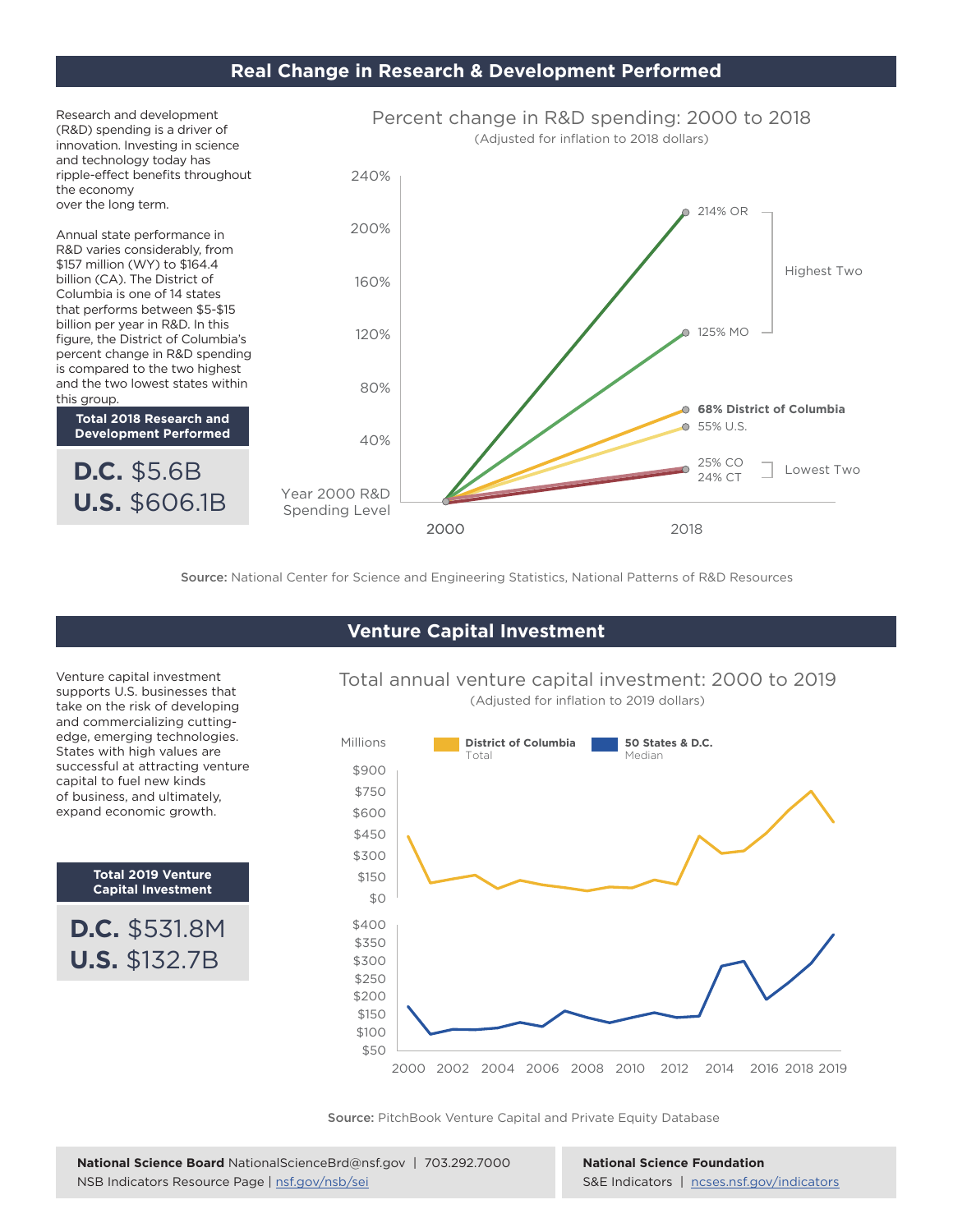## Real Change in Research & Development Performed

Research and development (R&D) spending is a driver of innovation. Investing in science and technology today has ripple-effect benefits throughout the economy over the long term.

Annual state performance in R&D varies considerably, from $157 million (WY) to $164.4 billion (CA). The District of Columbia is one of 14 states that performs between $5-$15 billion per year in R&D. In this figure, the District of Columbia's percent change in R&D spending is compared to the two highest and the two lowest states within this group.

**Total 2018 Research and Development Performed**

**D.C.** $5.6B
**U.S.** $606.1B

Percent change in R&D spending: 2000 to 2018
(Adjusted for inflation to 2018 dollars)

240%
200%
160%
120%
80%
40%
Year 2000 R&D Spending Level

2000
2018

214% OR
125% MO
Highest Two
**68% District of Columbia**
55% U.S.
25% CO
24% CT
Lowest Two

**Source:** National Center for Science and Engineering Statistics, National Patterns of R&D Resources

## Venture Capital Investment

Venture capital investment supports U.S. businesses that take on the risk of developing and commercializing cutting-edge, emerging technologies. States with high values are successful at attracting venture capital to fuel new kinds of business, and ultimately, expand economic growth.

**Total 2019 Venture Capital Investment**

**D.C.** $531.8M
**U.S.** $132.7B

Total annual venture capital investment: 2000 to 2019
(Adjusted for inflation to 2019 dollars)

Millions

**District of Columbia** Total
**50 States & D.C.** Median

$900
$750
$600
$450
$300
$150
$0

$400
$350
$300
$250
$200
$150
$100
$50

2000 2002 2004 2006 2008 2010 2012 2014 2016 2018 2019

**Source:** PitchBook Venture Capital and Private Equity Database

**National Science Board** NationalScienceBrd@nsf.gov | 703.292.7000
NSB Indicators Resource Page | nsf.gov/nsb/sei

**National Science Foundation**
S&E Indicators | ncses.nsf.gov/indicators